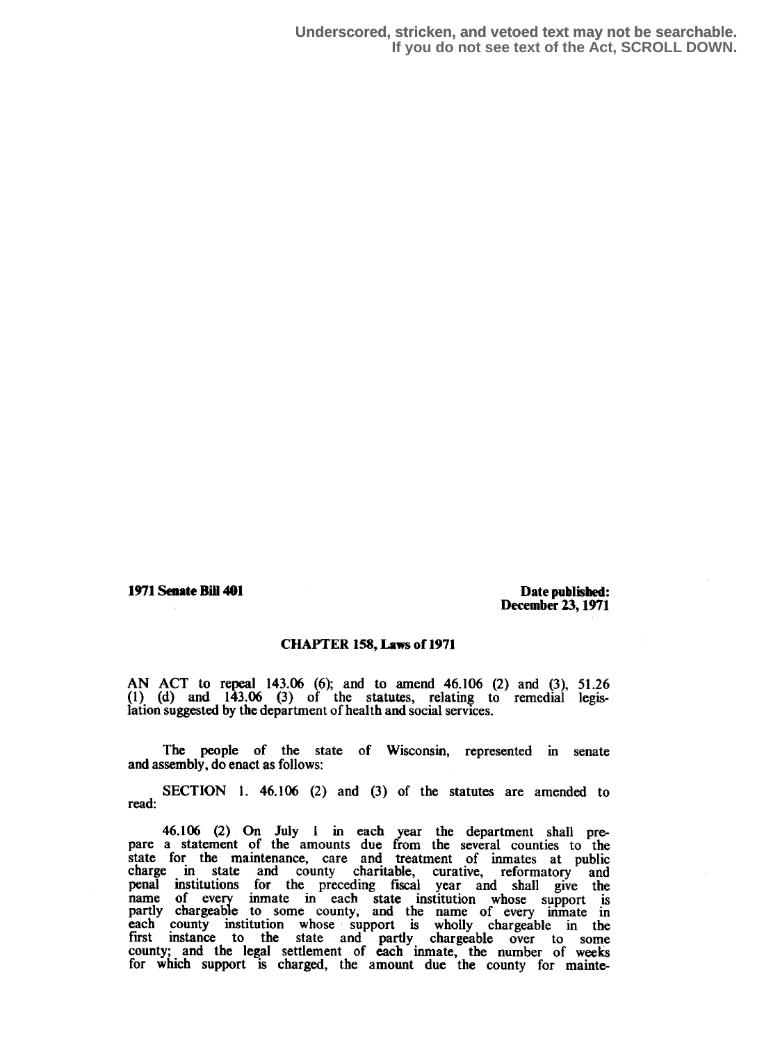Underscored, stricken, and vetoed text may not be searchable.
If you do not see text of the Act, SCROLL DOWN.

**1971 Senate Bill 401**

**Date published: December 23, 1971**

## CHAPTER 158, Laws of 1971

AN ACT to repeal 143.06 (6); and to amend 46.106 (2) and (3), 51.26 (1) (d) and 143.06 (3) of the statutes, relating to remedial legislation suggested by the department of health and social services.

The people of the state of Wisconsin, represented in senate and assembly, do enact as follows:

SECTION 1. 46.106 (2) and (3) of the statutes are amended to read:

46.106 (2) On July 1 in each year the department shall prepare a statement of the amounts due from the several counties to the state for the maintenance, care and treatment of inmates at public charge in state and county charitable, curative, reformatory and penal institutions for the preceding fiscal year and shall give the name of every inmate in each state institution whose support is partly chargeable to some county, and the name of every inmate in each county institution whose support is wholly chargeable in the first instance to the state and partly chargeable over to some county; and the legal settlement of each inmate, the number of weeks for which support is charged, the amount due the county for mainte-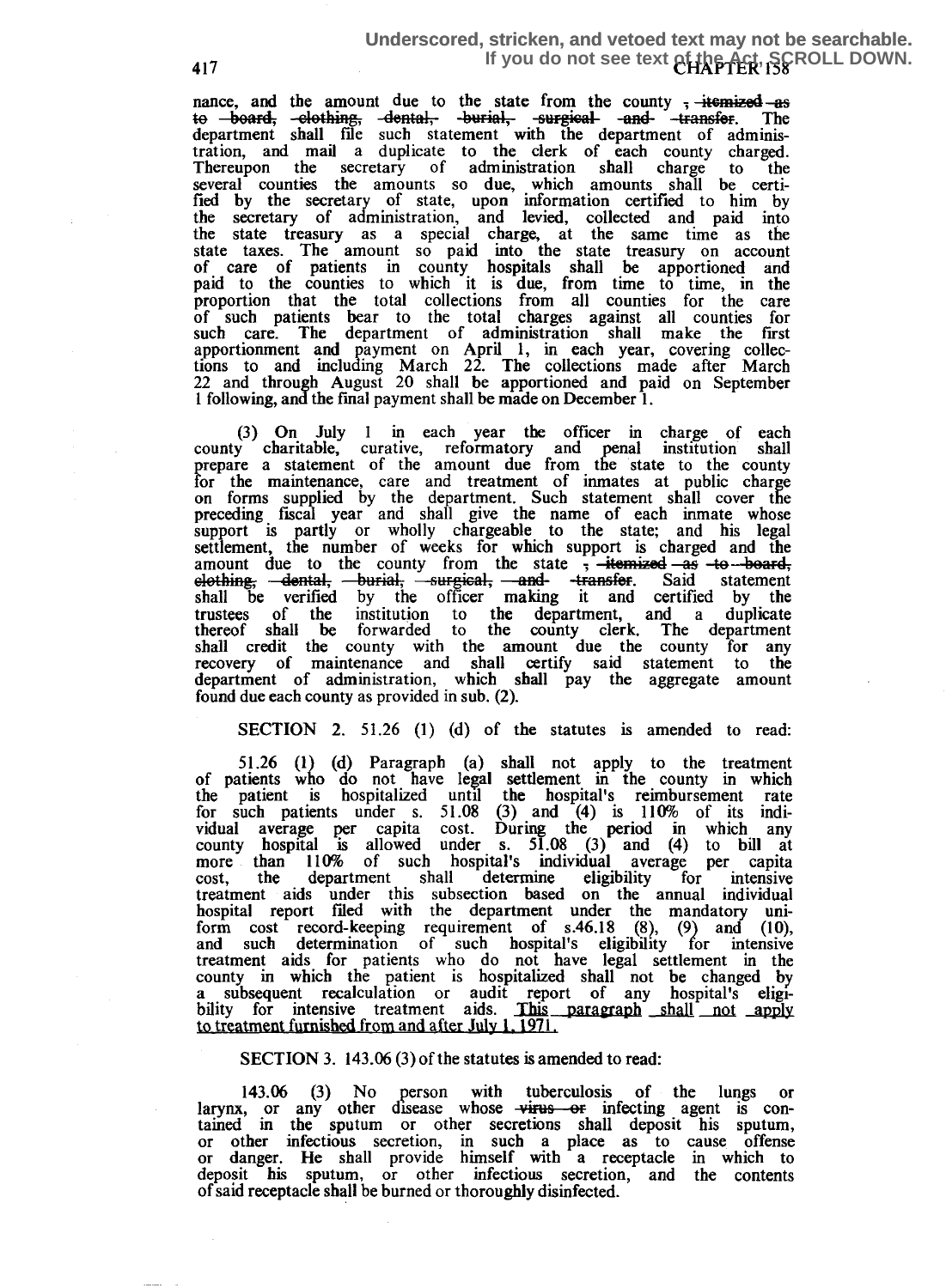nance, and the amount due to the state from the county ~~, itemized as to board, clothing, dental, burial, surgical and transfer~~. The department shall file such statement with the department of administration, and mail a duplicate to the clerk of each county charged. Thereupon the secretary of administration shall charge to the several counties the amounts so due, which amounts shall be certified by the secretary of state, upon information certified to him by the secretary of administration, and levied, collected and paid into the state treasury as a special charge, at the same time as the state taxes. The amount so paid into the state treasury on account of care of patients in county hospitals shall be apportioned and paid to the counties to which it is due, from time to time, in the proportion that the total collections from all counties for the care of such patients bear to the total charges against all counties for such care. The department of administration shall make the first apportionment and payment on April 1, in each year, covering collections to and including March 22. The collections made after March 22 and through August 20 shall be apportioned and paid on September 1 following, and the final payment shall be made on December 1.

(3) On July 1 in each year the officer in charge of each county charitable, curative, reformatory and penal institution shall prepare a statement of the amount due from the state to the county for the maintenance, care and treatment of inmates at public charge on forms supplied by the department. Such statement shall cover the preceding fiscal year and shall give the name of each inmate whose support is partly or wholly chargeable to the state; and his legal settlement, the number of weeks for which support is charged and the amount due to the county from the state ~~, itemized as to board, clothing, dental, burial, surgical, and transfer~~. Said statement shall be verified by the officer making it and certified by the trustees of the institution to the department, and a duplicate thereof shall be forwarded to the county clerk. The department shall credit the county with the amount due the county for any recovery of maintenance and shall certify said statement to the department of administration, which shall pay the aggregate amount found due each county as provided in sub. (2).

SECTION 2. 51.26 (1) (d) of the statutes is amended to read:

51.26 (1) (d) Paragraph (a) shall not apply to the treatment of patients who do not have legal settlement in the county in which the patient is hospitalized until the hospital's reimbursement rate for such patients under s. 51.08 (3) and (4) is 110% of its individual average per capita cost. During the period in which any county hospital is allowed under s. 51.08 (3) and (4) to bill at more than 110% of such hospital's individual average per capita cost, the department shall determine eligibility for intensive treatment aids under this subsection based on the annual individual hospital report filed with the department under the mandatory uniform cost record-keeping requirement of s.46.18 (8), (9) and (10), and such determination of such hospital's eligibility for intensive treatment aids for patients who do not have legal settlement in the county in which the patient is hospitalized shall not be changed by a subsequent recalculation or audit report of any hospital's eligibility for intensive treatment aids. <u>This paragraph shall not apply to treatment furnished from and after July 1, 1971.</u>

SECTION 3. 143.06 (3) of the statutes is amended to read:

143.06 (3) No person with tuberculosis of the lungs or larynx, or any other disease whose ~~virus or~~ infecting agent is contained in the sputum or other secretions shall deposit his sputum, or other infectious secretion, in such a place as to cause offense or danger. He shall provide himself with a receptacle in which to deposit his sputum, or other infectious secretion, and the contents of said receptacle shall be burned or thoroughly disinfected.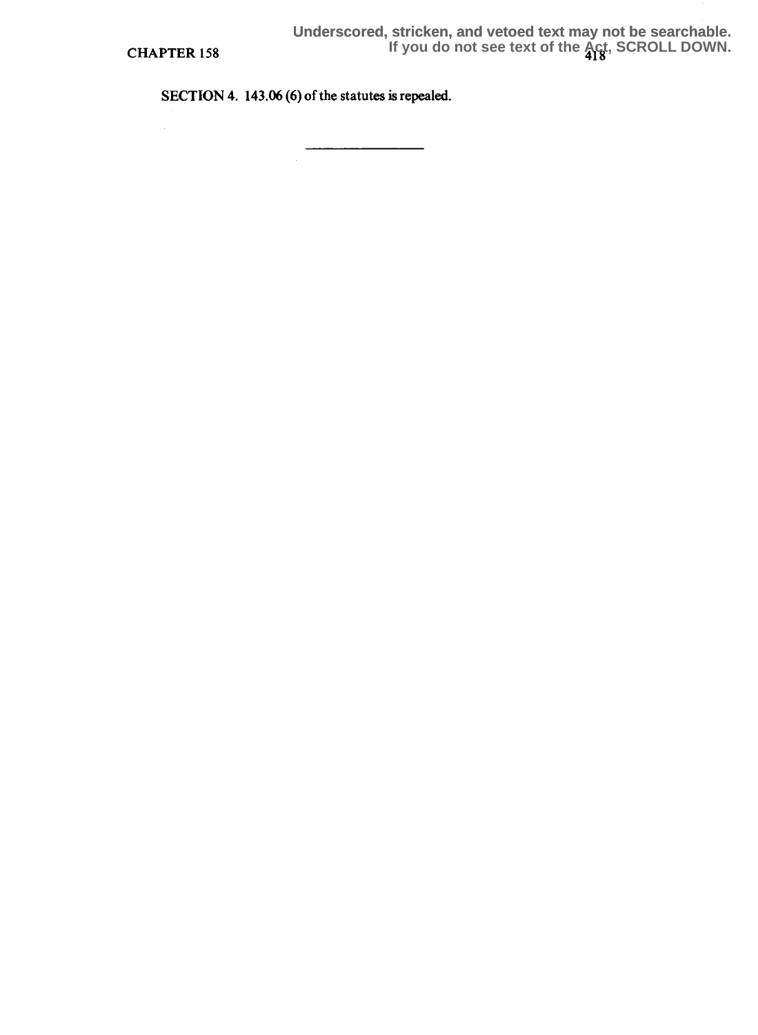SECTION 4. 143.06 (6) of the statutes is repealed.